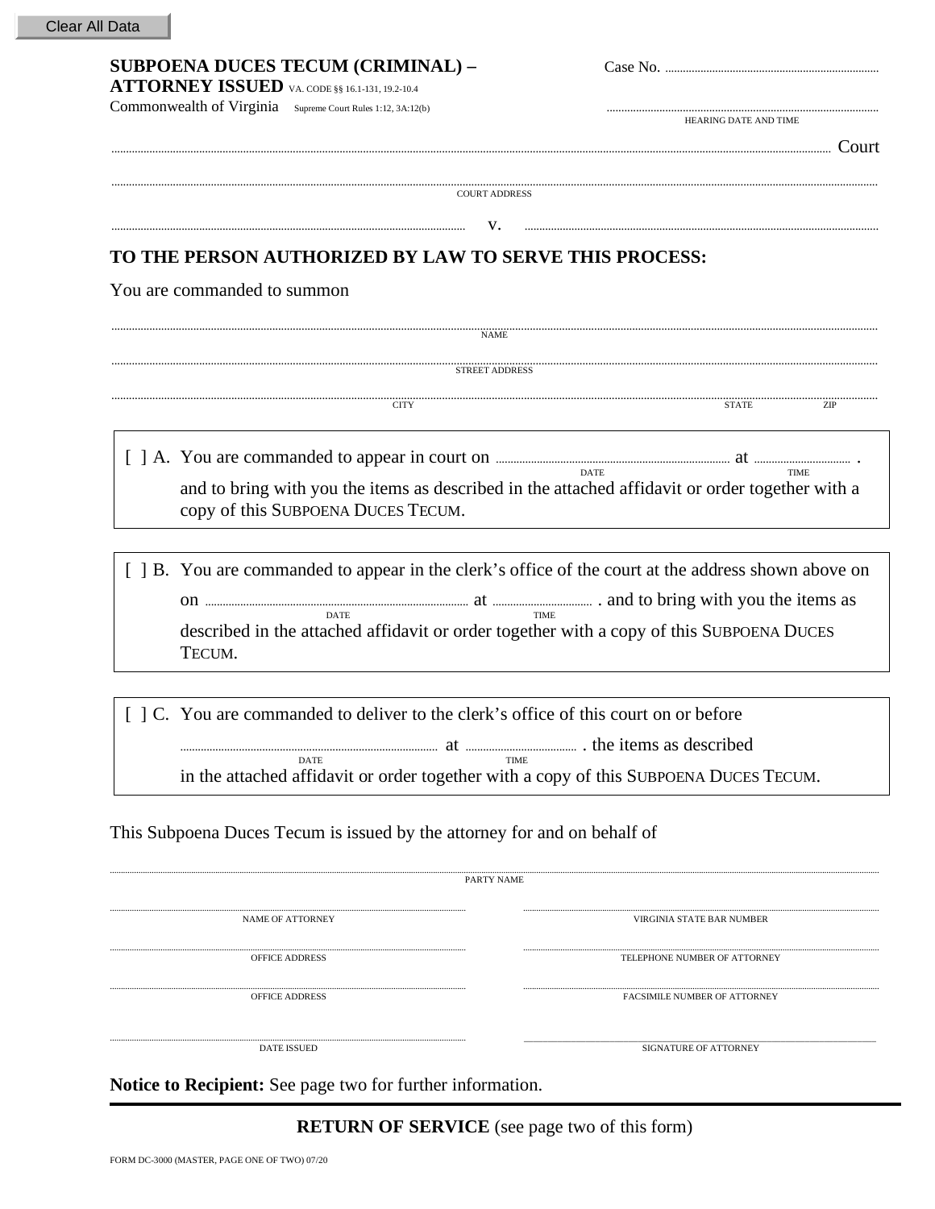Clear All Data

**SUBPOENA DUCES TECUM (CRIMINAL) – ATTORNEY ISSUED** VA. CODE §§ 16.1-131, 19.2-10.4

Commonwealth of Virginia Supreme Court Rules 1:12, 3A:12(b)

Case No. ..........................................................

..........................................................
HEARING DATE AND TIME

.......................................................................................................... Court

..........................................................................................................
COURT ADDRESS

.......................................................... v. ..........................................................

**TO THE PERSON AUTHORIZED BY LAW TO SERVE THIS PROCESS:**

You are commanded to summon

..........................................................................................................
NAME

..........................................................................................................
STREET ADDRESS

..........................................................................................................
CITY STATE ZIP

[ ] A. You are commanded to appear in court on .............................................. at ........................ .
DATE TIME
and to bring with you the items as described in the attached affidavit or order together with a copy of this SUBPOENA DUCES TECUM.

[ ] B. You are commanded to appear in the clerk's office of the court at the address shown above on
on .............................................. at ........................ . and to bring with you the items as
DATE TIME
described in the attached affidavit or order together with a copy of this SUBPOENA DUCES TECUM.

[ ] C. You are commanded to deliver to the clerk's office of this court on or before
.............................................. at ........................ . the items as described
DATE TIME
in the attached affidavit or order together with a copy of this SUBPOENA DUCES TECUM.

This Subpoena Duces Tecum is issued by the attorney for and on behalf of

..........................................................................................................
PARTY NAME

.......................................................... ..........................................................
NAME OF ATTORNEY VIRGINIA STATE BAR NUMBER

.......................................................... ..........................................................
OFFICE ADDRESS TELEPHONE NUMBER OF ATTORNEY

.......................................................... ..........................................................
OFFICE ADDRESS FACSIMILE NUMBER OF ATTORNEY

.......................................................... ..........................................................
DATE ISSUED SIGNATURE OF ATTORNEY

**Notice to Recipient:** See page two for further information.

**RETURN OF SERVICE** (see page two of this form)

FORM DC-3000 (MASTER, PAGE ONE OF TWO) 07/20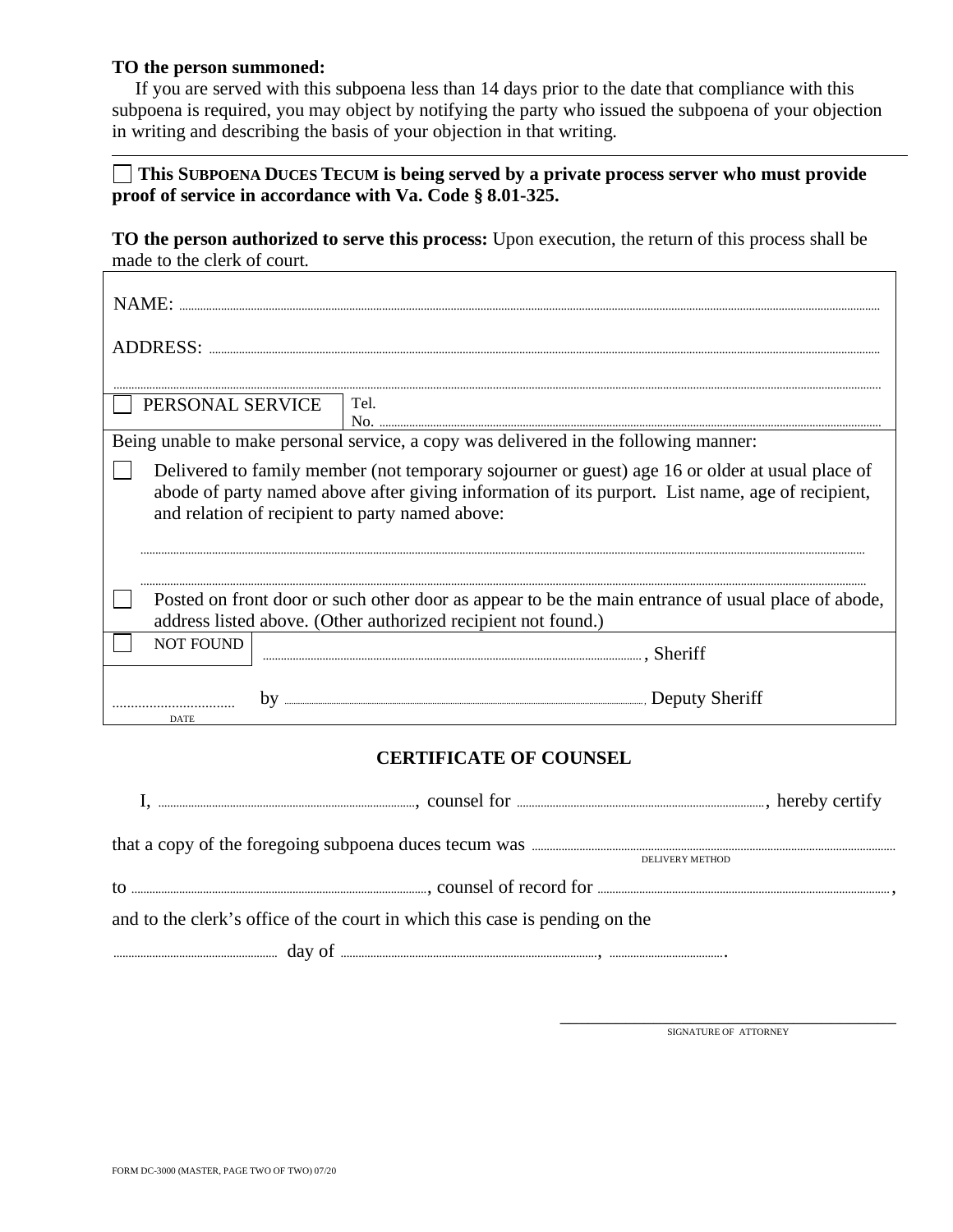**TO the person summoned:**

If you are served with this subpoena less than 14 days prior to the date that compliance with this subpoena is required, you may object by notifying the party who issued the subpoena of your objection in writing and describing the basis of your objection in that writing.

---

☐ **This SUBPOENA DUCES TECUM is being served by a private process server who must provide proof of service in accordance with Va. Code § 8.01-325.**

**TO the person authorized to serve this process:** Upon execution, the return of this process shall be made to the clerk of court.

NAME: ..............................................................................................................

ADDRESS: ..............................................................................................................

..............................................................................................................

☐ PERSONAL SERVICE | Tel. No. ..............................................................................................................

Being unable to make personal service, a copy was delivered in the following manner:

☐ Delivered to family member (not temporary sojourner or guest) age 16 or older at usual place of abode of party named above after giving information of its purport. List name, age of recipient, and relation of recipient to party named above:

..............................................................................................................

..............................................................................................................

☐ Posted on front door or such other door as appear to be the main entrance of usual place of abode, address listed above. (Other authorized recipient not found.)

☐ NOT FOUND | .............................................................................., Sheriff

................................ by .............................................................................., Deputy Sheriff
DATE

## CERTIFICATE OF COUNSEL

I, .............................................................., counsel for .............................................................., hereby certify

that a copy of the foregoing subpoena duces tecum was ..............................................................................
DELIVERY METHOD

to .............................................................................., counsel of record for ..............................................................................,

and to the clerk's office of the court in which this case is pending on the

.............................................. day of .............................................................., ..................................

______________________________
SIGNATURE OF ATTORNEY

FORM DC-3000 (MASTER, PAGE TWO OF TWO) 07/20